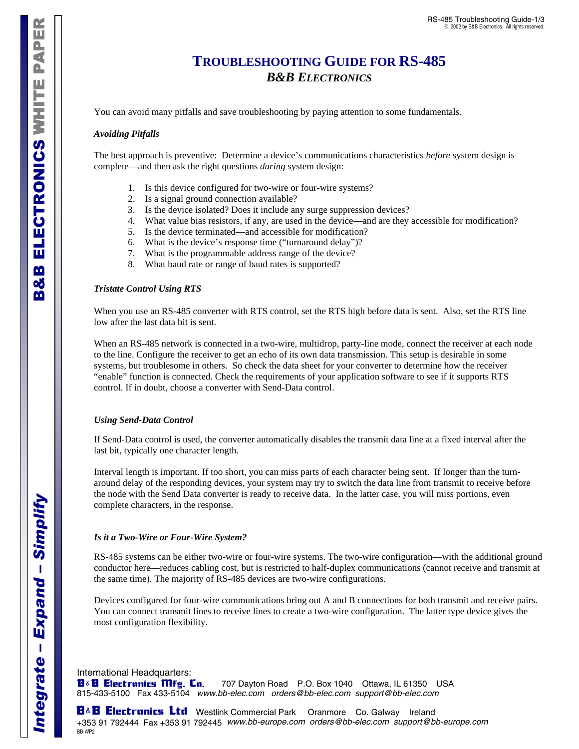# TROUBLESHOOTING GUIDE FOR RS-485

## *B&B ELECTRONICS*

You can avoid many pitfalls and save troubleshooting by paying attention to some fundamentals.

### *Avoiding Pitfalls*

The best approach is preventive: Determine a device's communications characteristics *before* system design is complete—and then ask the right questions *during* system design:

1. Is this device configured for two-wire or four-wire systems?
2. Is a signal ground connection available?
3. Is the device isolated? Does it include any surge suppression devices?
4. What value bias resistors, if any, are used in the device—and are they accessible for modification?
5. Is the device terminated—and accessible for modification?
6. What is the device's response time ("turnaround delay")?
7. What is the programmable address range of the device?
8. What baud rate or range of baud rates is supported?

### *Tristate Control Using RTS*

When you use an RS-485 converter with RTS control, set the RTS high before data is sent. Also, set the RTS line low after the last data bit is sent.

When an RS-485 network is connected in a two-wire, multidrop, party-line mode, connect the receiver at each node to the line. Configure the receiver to get an echo of its own data transmission. This setup is desirable in some systems, but troublesome in others. So check the data sheet for your converter to determine how the receiver "enable" function is connected. Check the requirements of your application software to see if it supports RTS control. If in doubt, choose a converter with Send-Data control.

### *Using Send-Data Control*

If Send-Data control is used, the converter automatically disables the transmit data line at a fixed interval after the last bit, typically one character length.

Interval length is important. If too short, you can miss parts of each character being sent. If longer than the turn-around delay of the responding devices, your system may try to switch the data line from transmit to receive before the node with the Send Data converter is ready to receive data. In the latter case, you will miss portions, even complete characters, in the response.

### *Is it a Two-Wire or Four-Wire System?*

RS-485 systems can be either two-wire or four-wire systems. The two-wire configuration—with the additional ground conductor here—reduces cabling cost, but is restricted to half-duplex communications (cannot receive and transmit at the same time). The majority of RS-485 devices are two-wire configurations.

Devices configured for four-wire communications bring out A and B connections for both transmit and receive pairs. You can connect transmit lines to receive lines to create a two-wire configuration. The latter type device gives the most configuration flexibility.

International Headquarters:
**B&B Electronics Mfg. Co.** 707 Dayton Road P.O. Box 1040 Ottawa, IL 61350 USA
815-433-5100 Fax 433-5104 *www.bb-elec.com orders@bb-elec.com support@bb-elec.com*

**B&B Electronics Ltd** Westlink Commercial Park Oranmore Co. Galway Ireland
+353 91 792444 Fax +353 91 792445 *www.bb-europe.com orders@bb-elec.com support@bb-europe.com*

BB-WP2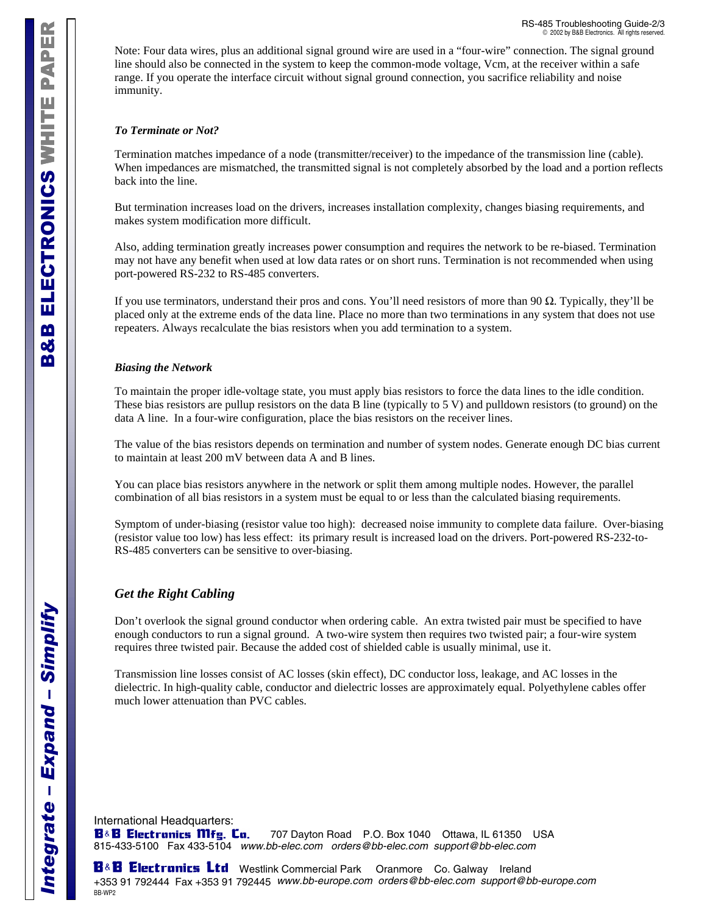Note: Four data wires, plus an additional signal ground wire are used in a “four-wire” connection. The signal ground line should also be connected in the system to keep the common-mode voltage, Vcm, at the receiver within a safe range. If you operate the interface circuit without signal ground connection, you sacrifice reliability and noise immunity.

### *To Terminate or Not?*

Termination matches impedance of a node (transmitter/receiver) to the impedance of the transmission line (cable). When impedances are mismatched, the transmitted signal is not completely absorbed by the load and a portion reflects back into the line.

But termination increases load on the drivers, increases installation complexity, changes biasing requirements, and makes system modification more difficult.

Also, adding termination greatly increases power consumption and requires the network to be re-biased. Termination may not have any benefit when used at low data rates or on short runs. Termination is not recommended when using port-powered RS-232 to RS-485 converters.

If you use terminators, understand their pros and cons. You’ll need resistors of more than 90 Ω. Typically, they’ll be placed only at the extreme ends of the data line. Place no more than two terminations in any system that does not use repeaters. Always recalculate the bias resistors when you add termination to a system.

### *Biasing the Network*

To maintain the proper idle-voltage state, you must apply bias resistors to force the data lines to the idle condition. These bias resistors are pullup resistors on the data B line (typically to 5 V) and pulldown resistors (to ground) on the data A line. In a four-wire configuration, place the bias resistors on the receiver lines.

The value of the bias resistors depends on termination and number of system nodes. Generate enough DC bias current to maintain at least 200 mV between data A and B lines.

You can place bias resistors anywhere in the network or split them among multiple nodes. However, the parallel combination of all bias resistors in a system must be equal to or less than the calculated biasing requirements.

Symptom of under-biasing (resistor value too high): decreased noise immunity to complete data failure. Over-biasing (resistor value too low) has less effect: its primary result is increased load on the drivers. Port-powered RS-232-to-RS-485 converters can be sensitive to over-biasing.

## *Get the Right Cabling*

Don’t overlook the signal ground conductor when ordering cable. An extra twisted pair must be specified to have enough conductors to run a signal ground. A two-wire system then requires two twisted pair; a four-wire system requires three twisted pair. Because the added cost of shielded cable is usually minimal, use it.

Transmission line losses consist of AC losses (skin effect), DC conductor loss, leakage, and AC losses in the dielectric. In high-quality cable, conductor and dielectric losses are approximately equal. Polyethylene cables offer much lower attenuation than PVC cables.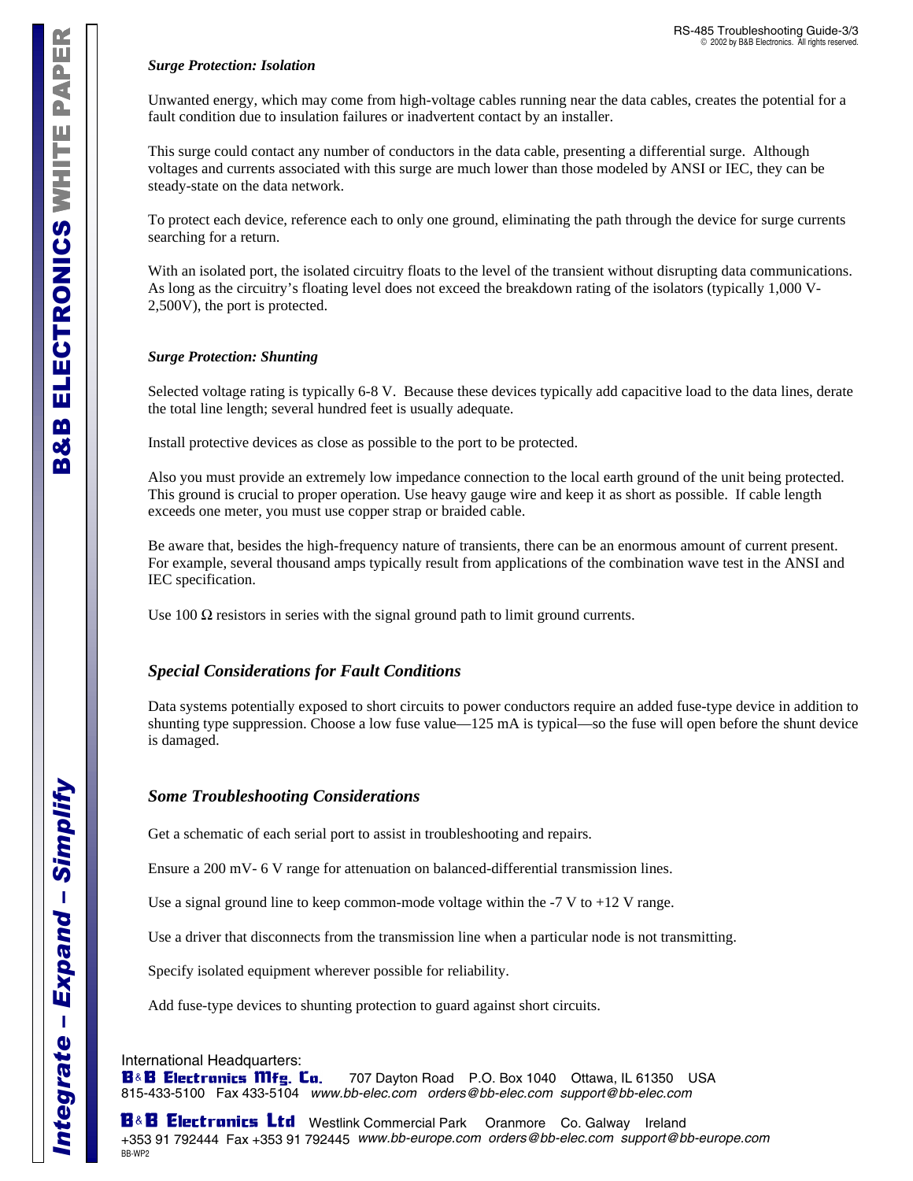*Surge Protection: Isolation*

Unwanted energy, which may come from high-voltage cables running near the data cables, creates the potential for a fault condition due to insulation failures or inadvertent contact by an installer.

This surge could contact any number of conductors in the data cable, presenting a differential surge. Although voltages and currents associated with this surge are much lower than those modeled by ANSI or IEC, they can be steady-state on the data network.

To protect each device, reference each to only one ground, eliminating the path through the device for surge currents searching for a return.

With an isolated port, the isolated circuitry floats to the level of the transient without disrupting data communications. As long as the circuitry's floating level does not exceed the breakdown rating of the isolators (typically 1,000 V-2,500V), the port is protected.

*Surge Protection: Shunting*

Selected voltage rating is typically 6-8 V. Because these devices typically add capacitive load to the data lines, derate the total line length; several hundred feet is usually adequate.

Install protective devices as close as possible to the port to be protected.

Also you must provide an extremely low impedance connection to the local earth ground of the unit being protected. This ground is crucial to proper operation. Use heavy gauge wire and keep it as short as possible. If cable length exceeds one meter, you must use copper strap or braided cable.

Be aware that, besides the high-frequency nature of transients, there can be an enormous amount of current present. For example, several thousand amps typically result from applications of the combination wave test in the ANSI and IEC specification.

Use 100 Ω resistors in series with the signal ground path to limit ground currents.

## *Special Considerations for Fault Conditions*

Data systems potentially exposed to short circuits to power conductors require an added fuse-type device in addition to shunting type suppression. Choose a low fuse value—125 mA is typical—so the fuse will open before the shunt device is damaged.

## *Some Troubleshooting Considerations*

Get a schematic of each serial port to assist in troubleshooting and repairs.

Ensure a 200 mV- 6 V range for attenuation on balanced-differential transmission lines.

Use a signal ground line to keep common-mode voltage within the -7 V to +12 V range.

Use a driver that disconnects from the transmission line when a particular node is not transmitting.

Specify isolated equipment wherever possible for reliability.

Add fuse-type devices to shunting protection to guard against short circuits.

International Headquarters:
**B&B Electronics Mfg. Co.** 707 Dayton Road P.O. Box 1040 Ottawa, IL 61350 USA
815-433-5100 Fax 433-5104 *www.bb-elec.com orders@bb-elec.com support@bb-elec.com*

**B&B Electronics Ltd** Westlink Commercial Park Oranmore Co. Galway Ireland
+353 91 792444 Fax +353 91 792445 *www.bb-europe.com orders@bb-elec.com support@bb-europe.com*

BB-WP2